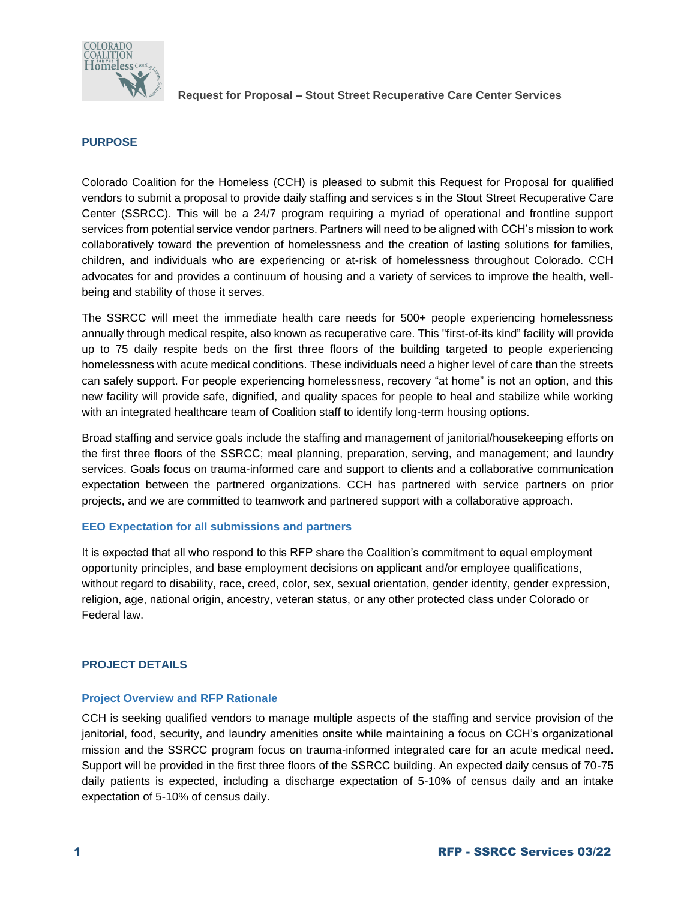# Request for Proposal – Stout Street Recuperative Care Center Services

## PURPOSE

Colorado Coalition for the Homeless (CCH) is pleased to submit this Request for Proposal for qualified vendors to submit a proposal to provide daily staffing and services s in the Stout Street Recuperative Care Center (SSRCC). This will be a 24/7 program requiring a myriad of operational and frontline support services from potential service vendor partners. Partners will need to be aligned with CCH's mission to work collaboratively toward the prevention of homelessness and the creation of lasting solutions for families, children, and individuals who are experiencing or at-risk of homelessness throughout Colorado. CCH advocates for and provides a continuum of housing and a variety of services to improve the health, well-being and stability of those it serves.

The SSRCC will meet the immediate health care needs for 500+ people experiencing homelessness annually through medical respite, also known as recuperative care. This "first-of-its kind" facility will provide up to 75 daily respite beds on the first three floors of the building targeted to people experiencing homelessness with acute medical conditions. These individuals need a higher level of care than the streets can safely support. For people experiencing homelessness, recovery "at home" is not an option, and this new facility will provide safe, dignified, and quality spaces for people to heal and stabilize while working with an integrated healthcare team of Coalition staff to identify long-term housing options.

Broad staffing and service goals include the staffing and management of janitorial/housekeeping efforts on the first three floors of the SSRCC; meal planning, preparation, serving, and management; and laundry services. Goals focus on trauma-informed care and support to clients and a collaborative communication expectation between the partnered organizations. CCH has partnered with service partners on prior projects, and we are committed to teamwork and partnered support with a collaborative approach.

### EEO Expectation for all submissions and partners

It is expected that all who respond to this RFP share the Coalition's commitment to equal employment opportunity principles, and base employment decisions on applicant and/or employee qualifications, without regard to disability, race, creed, color, sex, sexual orientation, gender identity, gender expression, religion, age, national origin, ancestry, veteran status, or any other protected class under Colorado or Federal law.

## PROJECT DETAILS

### Project Overview and RFP Rationale

CCH is seeking qualified vendors to manage multiple aspects of the staffing and service provision of the janitorial, food, security, and laundry amenities onsite while maintaining a focus on CCH's organizational mission and the SSRCC program focus on trauma-informed integrated care for an acute medical need. Support will be provided in the first three floors of the SSRCC building. An expected daily census of 70-75 daily patients is expected, including a discharge expectation of 5-10% of census daily and an intake expectation of 5-10% of census daily.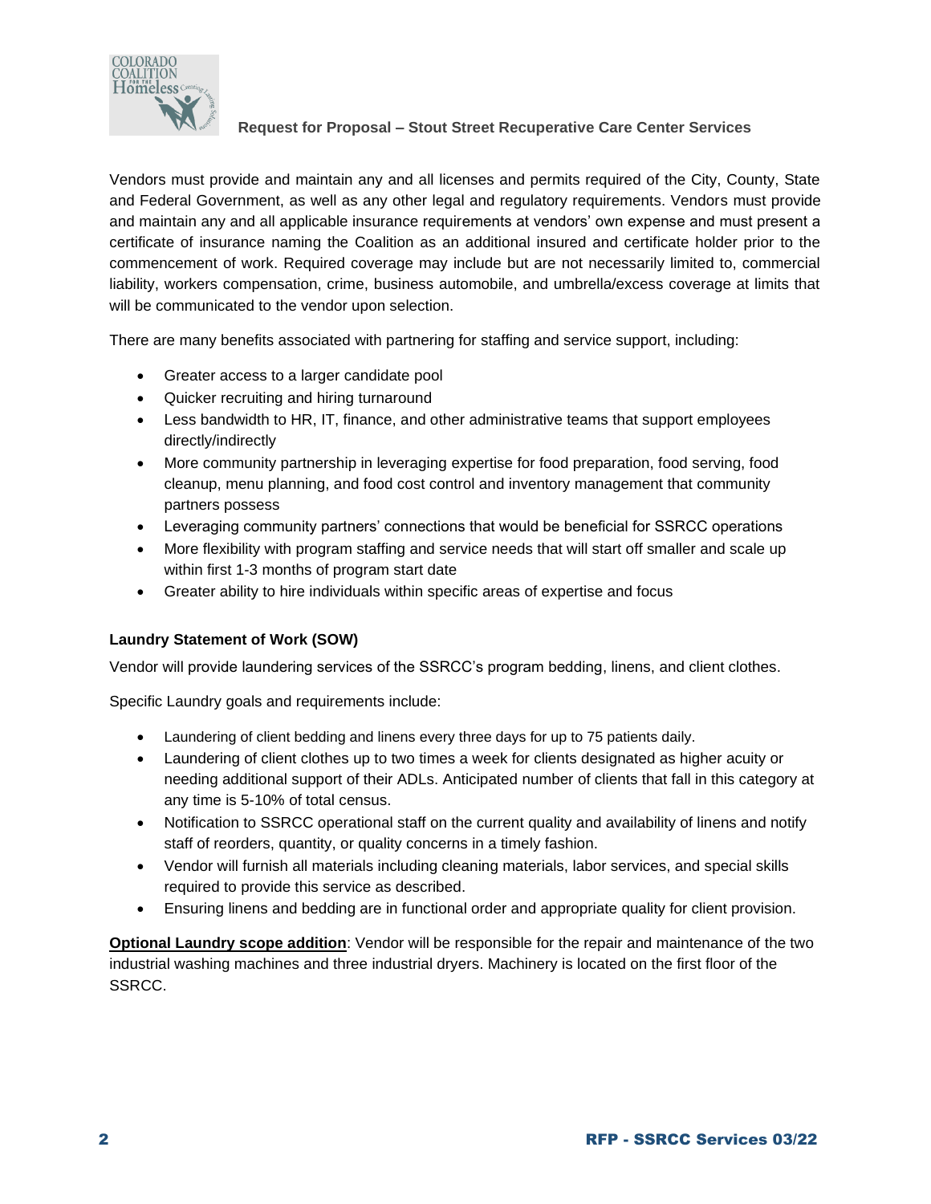Vendors must provide and maintain any and all licenses and permits required of the City, County, State and Federal Government, as well as any other legal and regulatory requirements. Vendors must provide and maintain any and all applicable insurance requirements at vendors' own expense and must present a certificate of insurance naming the Coalition as an additional insured and certificate holder prior to the commencement of work. Required coverage may include but are not necessarily limited to, commercial liability, workers compensation, crime, business automobile, and umbrella/excess coverage at limits that will be communicated to the vendor upon selection.

There are many benefits associated with partnering for staffing and service support, including:

- Greater access to a larger candidate pool
- Quicker recruiting and hiring turnaround
- Less bandwidth to HR, IT, finance, and other administrative teams that support employees directly/indirectly
- More community partnership in leveraging expertise for food preparation, food serving, food cleanup, menu planning, and food cost control and inventory management that community partners possess
- Leveraging community partners' connections that would be beneficial for SSRCC operations
- More flexibility with program staffing and service needs that will start off smaller and scale up within first 1-3 months of program start date
- Greater ability to hire individuals within specific areas of expertise and focus

### Laundry Statement of Work (SOW)

Vendor will provide laundering services of the SSRCC's program bedding, linens, and client clothes.

Specific Laundry goals and requirements include:

- Laundering of client bedding and linens every three days for up to 75 patients daily.
- Laundering of client clothes up to two times a week for clients designated as higher acuity or needing additional support of their ADLs. Anticipated number of clients that fall in this category at any time is 5-10% of total census.
- Notification to SSRCC operational staff on the current quality and availability of linens and notify staff of reorders, quantity, or quality concerns in a timely fashion.
- Vendor will furnish all materials including cleaning materials, labor services, and special skills required to provide this service as described.
- Ensuring linens and bedding are in functional order and appropriate quality for client provision.

**Optional Laundry scope addition**: Vendor will be responsible for the repair and maintenance of the two industrial washing machines and three industrial dryers. Machinery is located on the first floor of the SSRCC.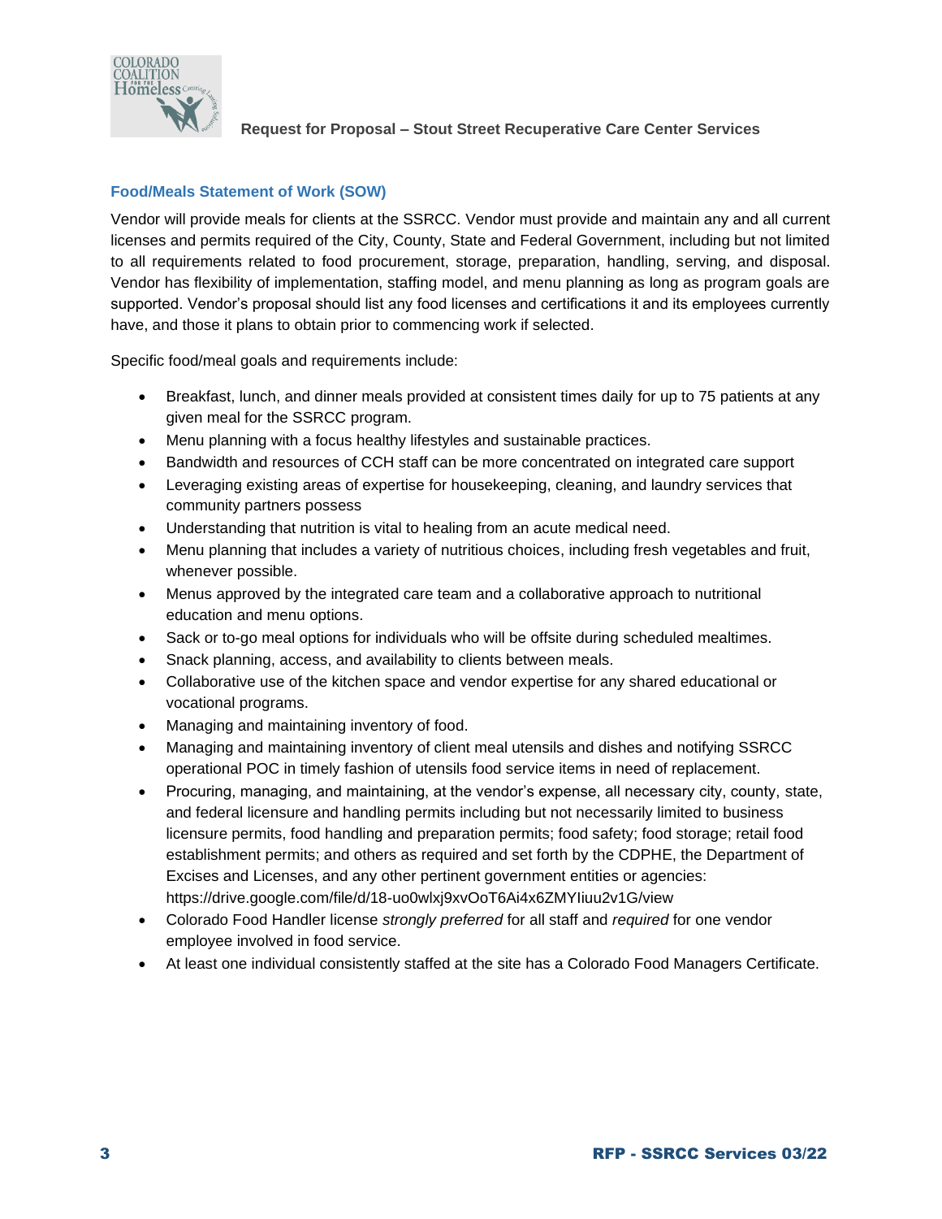## Food/Meals Statement of Work (SOW)

Vendor will provide meals for clients at the SSRCC. Vendor must provide and maintain any and all current licenses and permits required of the City, County, State and Federal Government, including but not limited to all requirements related to food procurement, storage, preparation, handling, serving, and disposal. Vendor has flexibility of implementation, staffing model, and menu planning as long as program goals are supported. Vendor's proposal should list any food licenses and certifications it and its employees currently have, and those it plans to obtain prior to commencing work if selected.

Specific food/meal goals and requirements include:

- Breakfast, lunch, and dinner meals provided at consistent times daily for up to 75 patients at any given meal for the SSRCC program.
- Menu planning with a focus healthy lifestyles and sustainable practices.
- Bandwidth and resources of CCH staff can be more concentrated on integrated care support
- Leveraging existing areas of expertise for housekeeping, cleaning, and laundry services that community partners possess
- Understanding that nutrition is vital to healing from an acute medical need.
- Menu planning that includes a variety of nutritious choices, including fresh vegetables and fruit, whenever possible.
- Menus approved by the integrated care team and a collaborative approach to nutritional education and menu options.
- Sack or to-go meal options for individuals who will be offsite during scheduled mealtimes.
- Snack planning, access, and availability to clients between meals.
- Collaborative use of the kitchen space and vendor expertise for any shared educational or vocational programs.
- Managing and maintaining inventory of food.
- Managing and maintaining inventory of client meal utensils and dishes and notifying SSRCC operational POC in timely fashion of utensils food service items in need of replacement.
- Procuring, managing, and maintaining, at the vendor's expense, all necessary city, county, state, and federal licensure and handling permits including but not necessarily limited to business licensure permits, food handling and preparation permits; food safety; food storage; retail food establishment permits; and others as required and set forth by the CDPHE, the Department of Excises and Licenses, and any other pertinent government entities or agencies: https://drive.google.com/file/d/18-uo0wlxj9xvOoT6Ai4x6ZMYIiuu2v1G/view
- Colorado Food Handler license *strongly preferred* for all staff and *required* for one vendor employee involved in food service.
- At least one individual consistently staffed at the site has a Colorado Food Managers Certificate.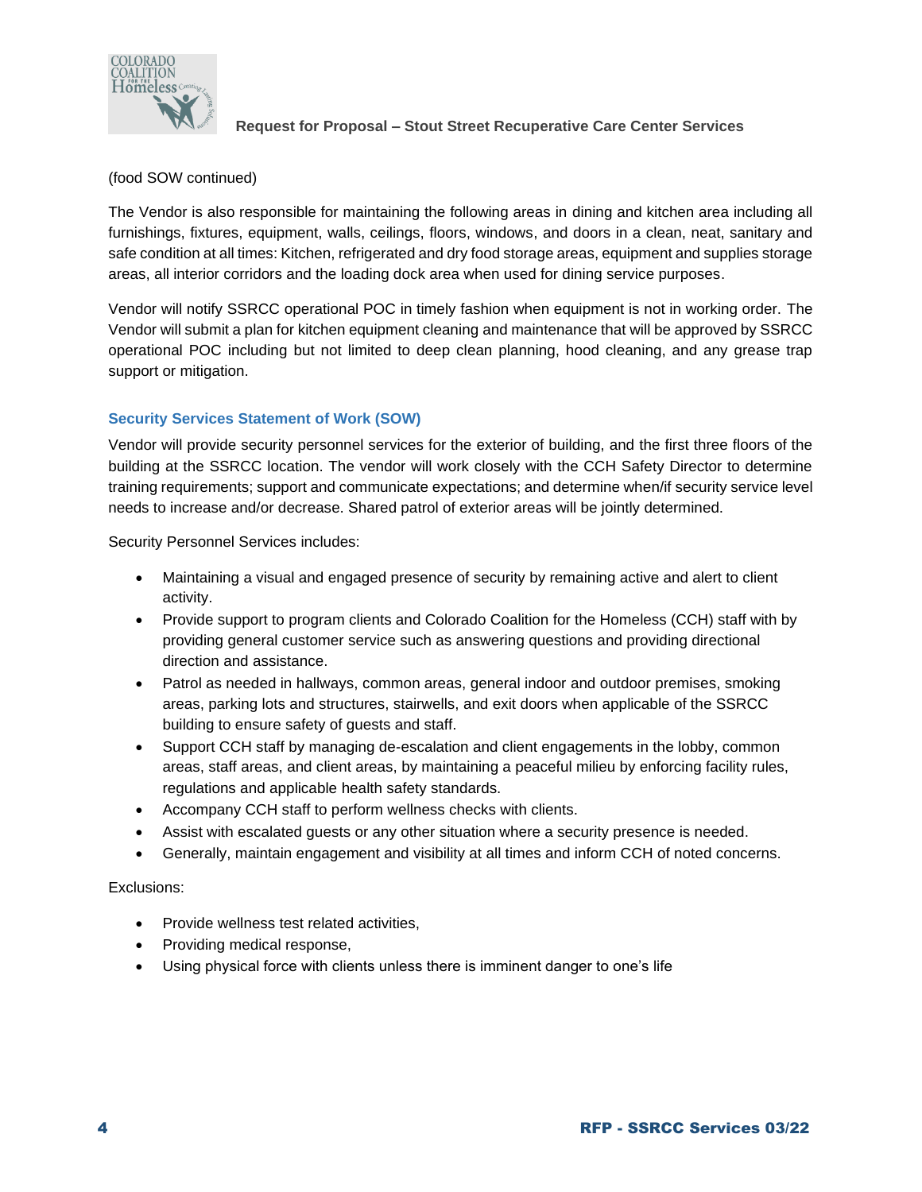(food SOW continued)

The Vendor is also responsible for maintaining the following areas in dining and kitchen area including all furnishings, fixtures, equipment, walls, ceilings, floors, windows, and doors in a clean, neat, sanitary and safe condition at all times: Kitchen, refrigerated and dry food storage areas, equipment and supplies storage areas, all interior corridors and the loading dock area when used for dining service purposes.

Vendor will notify SSRCC operational POC in timely fashion when equipment is not in working order. The Vendor will submit a plan for kitchen equipment cleaning and maintenance that will be approved by SSRCC operational POC including but not limited to deep clean planning, hood cleaning, and any grease trap support or mitigation.

### Security Services Statement of Work (SOW)

Vendor will provide security personnel services for the exterior of building, and the first three floors of the building at the SSRCC location. The vendor will work closely with the CCH Safety Director to determine training requirements; support and communicate expectations; and determine when/if security service level needs to increase and/or decrease. Shared patrol of exterior areas will be jointly determined.

Security Personnel Services includes:

- Maintaining a visual and engaged presence of security by remaining active and alert to client activity.
- Provide support to program clients and Colorado Coalition for the Homeless (CCH) staff with by providing general customer service such as answering questions and providing directional direction and assistance.
- Patrol as needed in hallways, common areas, general indoor and outdoor premises, smoking areas, parking lots and structures, stairwells, and exit doors when applicable of the SSRCC building to ensure safety of guests and staff.
- Support CCH staff by managing de-escalation and client engagements in the lobby, common areas, staff areas, and client areas, by maintaining a peaceful milieu by enforcing facility rules, regulations and applicable health safety standards.
- Accompany CCH staff to perform wellness checks with clients.
- Assist with escalated guests or any other situation where a security presence is needed.
- Generally, maintain engagement and visibility at all times and inform CCH of noted concerns.

Exclusions:

- Provide wellness test related activities,
- Providing medical response,
- Using physical force with clients unless there is imminent danger to one's life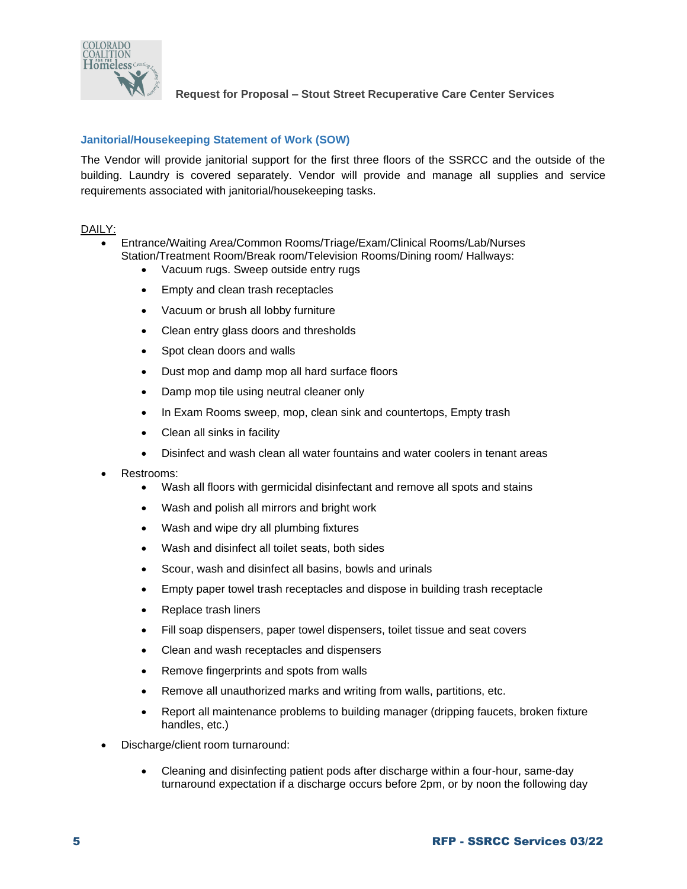## Janitorial/Housekeeping Statement of Work (SOW)

The Vendor will provide janitorial support for the first three floors of the SSRCC and the outside of the building. Laundry is covered separately. Vendor will provide and manage all supplies and service requirements associated with janitorial/housekeeping tasks.

DAILY:

- Entrance/Waiting Area/Common Rooms/Triage/Exam/Clinical Rooms/Lab/Nurses Station/Treatment Room/Break room/Television Rooms/Dining room/ Hallways:
  - Vacuum rugs. Sweep outside entry rugs
  - Empty and clean trash receptacles
  - Vacuum or brush all lobby furniture
  - Clean entry glass doors and thresholds
  - Spot clean doors and walls
  - Dust mop and damp mop all hard surface floors
  - Damp mop tile using neutral cleaner only
  - In Exam Rooms sweep, mop, clean sink and countertops, Empty trash
  - Clean all sinks in facility
  - Disinfect and wash clean all water fountains and water coolers in tenant areas
- Restrooms:
  - Wash all floors with germicidal disinfectant and remove all spots and stains
  - Wash and polish all mirrors and bright work
  - Wash and wipe dry all plumbing fixtures
  - Wash and disinfect all toilet seats, both sides
  - Scour, wash and disinfect all basins, bowls and urinals
  - Empty paper towel trash receptacles and dispose in building trash receptacle
  - Replace trash liners
  - Fill soap dispensers, paper towel dispensers, toilet tissue and seat covers
  - Clean and wash receptacles and dispensers
  - Remove fingerprints and spots from walls
  - Remove all unauthorized marks and writing from walls, partitions, etc.
  - Report all maintenance problems to building manager (dripping faucets, broken fixture handles, etc.)
- Discharge/client room turnaround:
  - Cleaning and disinfecting patient pods after discharge within a four-hour, same-day turnaround expectation if a discharge occurs before 2pm, or by noon the following day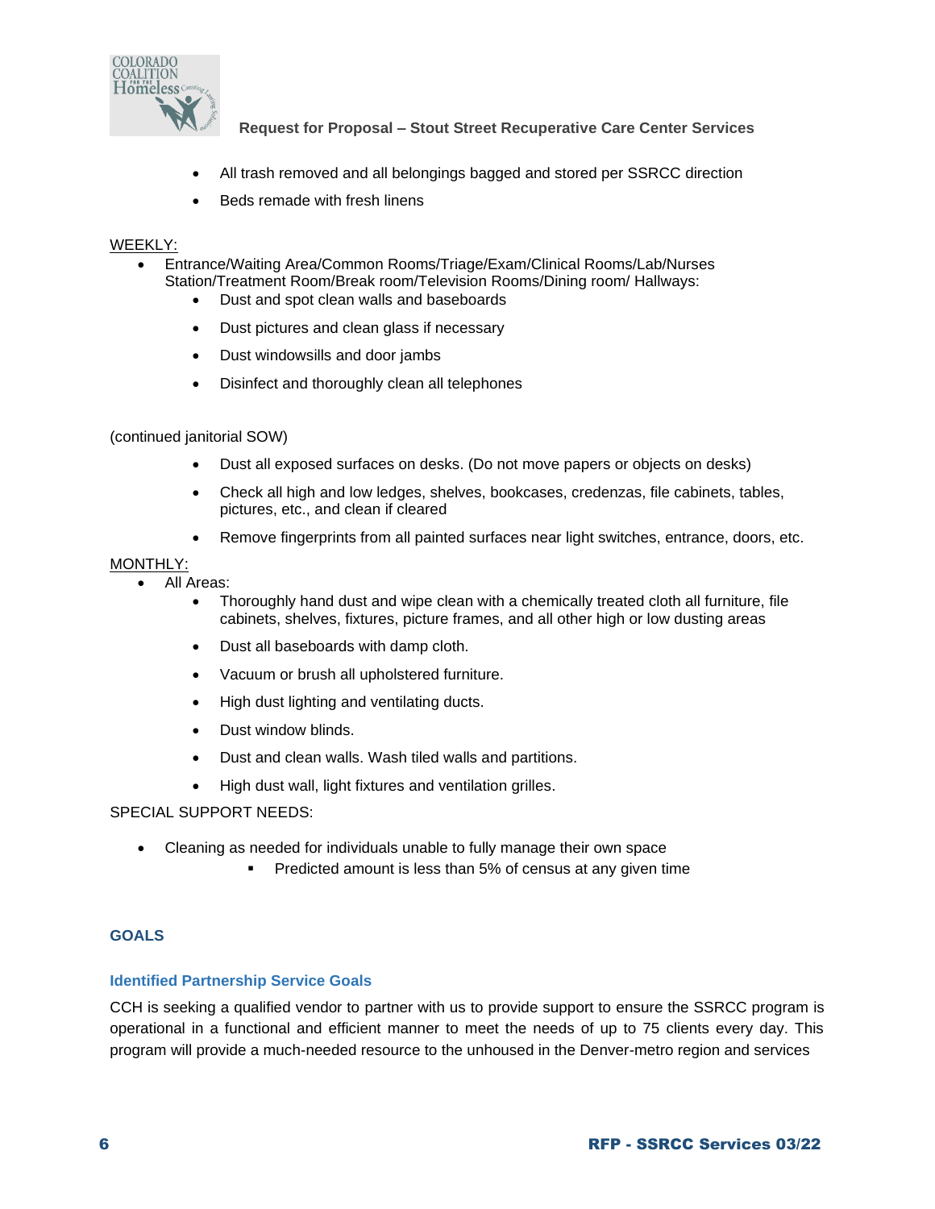- All trash removed and all belongings bagged and stored per SSRCC direction
- Beds remade with fresh linens

WEEKLY:

- Entrance/Waiting Area/Common Rooms/Triage/Exam/Clinical Rooms/Lab/Nurses Station/Treatment Room/Break room/Television Rooms/Dining room/ Hallways:
    - Dust and spot clean walls and baseboards
    - Dust pictures and clean glass if necessary
    - Dust windowsills and door jambs
    - Disinfect and thoroughly clean all telephones

(continued janitorial SOW)

- Dust all exposed surfaces on desks. (Do not move papers or objects on desks)
- Check all high and low ledges, shelves, bookcases, credenzas, file cabinets, tables, pictures, etc., and clean if cleared
- Remove fingerprints from all painted surfaces near light switches, entrance, doors, etc.

MONTHLY:

- All Areas:
    - Thoroughly hand dust and wipe clean with a chemically treated cloth all furniture, file cabinets, shelves, fixtures, picture frames, and all other high or low dusting areas
    - Dust all baseboards with damp cloth.
    - Vacuum or brush all upholstered furniture.
    - High dust lighting and ventilating ducts.
    - Dust window blinds.
    - Dust and clean walls. Wash tiled walls and partitions.
    - High dust wall, light fixtures and ventilation grilles.

SPECIAL SUPPORT NEEDS:

- Cleaning as needed for individuals unable to fully manage their own space
    - Predicted amount is less than 5% of census at any given time

## GOALS

### Identified Partnership Service Goals

CCH is seeking a qualified vendor to partner with us to provide support to ensure the SSRCC program is operational in a functional and efficient manner to meet the needs of up to 75 clients every day. This program will provide a much-needed resource to the unhoused in the Denver-metro region and services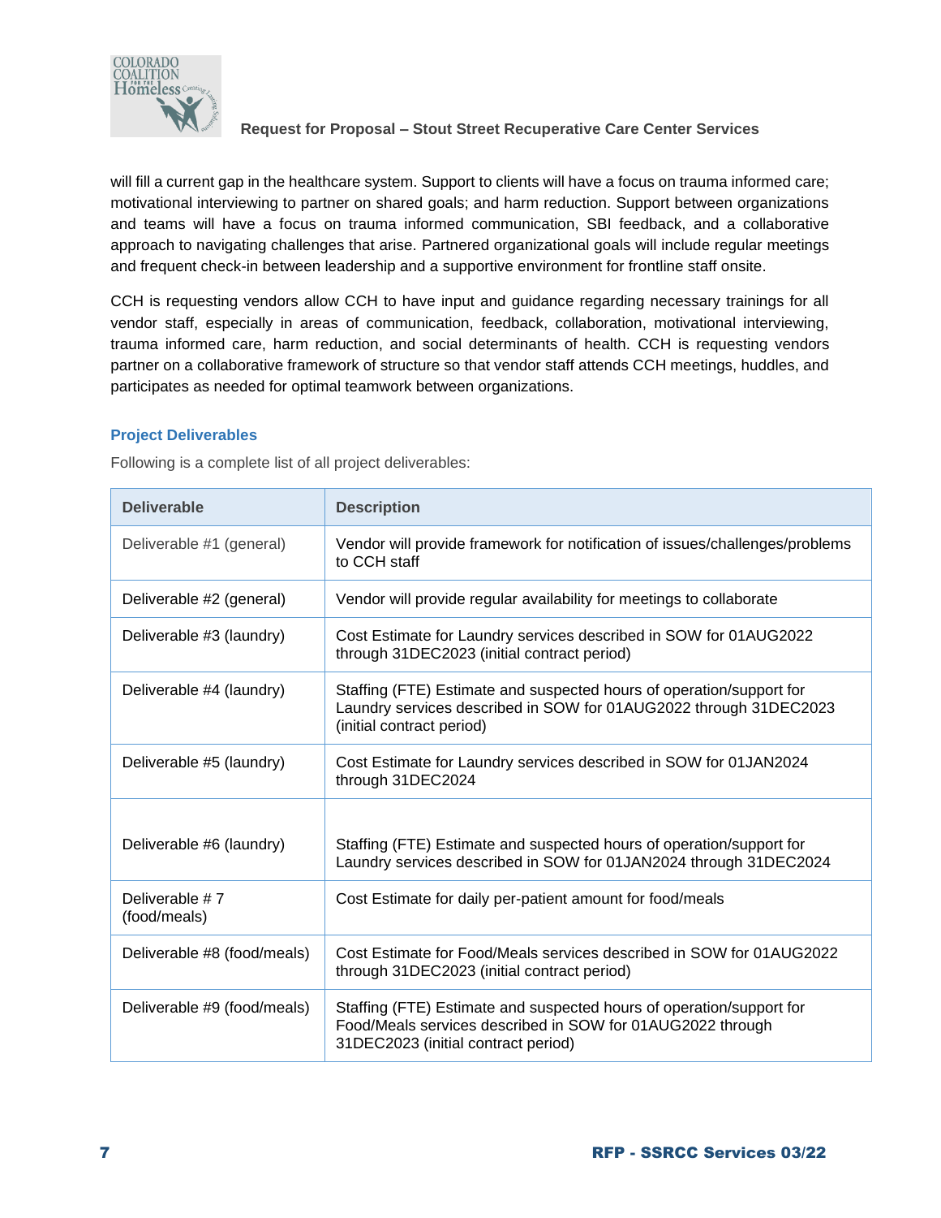will fill a current gap in the healthcare system. Support to clients will have a focus on trauma informed care; motivational interviewing to partner on shared goals; and harm reduction. Support between organizations and teams will have a focus on trauma informed communication, SBI feedback, and a collaborative approach to navigating challenges that arise. Partnered organizational goals will include regular meetings and frequent check-in between leadership and a supportive environment for frontline staff onsite.

CCH is requesting vendors allow CCH to have input and guidance regarding necessary trainings for all vendor staff, especially in areas of communication, feedback, collaboration, motivational interviewing, trauma informed care, harm reduction, and social determinants of health. CCH is requesting vendors partner on a collaborative framework of structure so that vendor staff attends CCH meetings, huddles, and participates as needed for optimal teamwork between organizations.

### Project Deliverables

Following is a complete list of all project deliverables:

| Deliverable | Description |
|---|---|
| Deliverable #1 (general) | Vendor will provide framework for notification of issues/challenges/problems to CCH staff |
| Deliverable #2 (general) | Vendor will provide regular availability for meetings to collaborate |
| Deliverable #3 (laundry) | Cost Estimate for Laundry services described in SOW for 01AUG2022 through 31DEC2023 (initial contract period) |
| Deliverable #4 (laundry) | Staffing (FTE) Estimate and suspected hours of operation/support for Laundry services described in SOW for 01AUG2022 through 31DEC2023 (initial contract period) |
| Deliverable #5 (laundry) | Cost Estimate for Laundry services described in SOW for 01JAN2024 through 31DEC2024 |
| Deliverable #6 (laundry) | Staffing (FTE) Estimate and suspected hours of operation/support for Laundry services described in SOW for 01JAN2024 through 31DEC2024 |
| Deliverable # 7 (food/meals) | Cost Estimate for daily per-patient amount for food/meals |
| Deliverable #8 (food/meals) | Cost Estimate for Food/Meals services described in SOW for 01AUG2022 through 31DEC2023 (initial contract period) |
| Deliverable #9 (food/meals) | Staffing (FTE) Estimate and suspected hours of operation/support for Food/Meals services described in SOW for 01AUG2022 through 31DEC2023 (initial contract period) |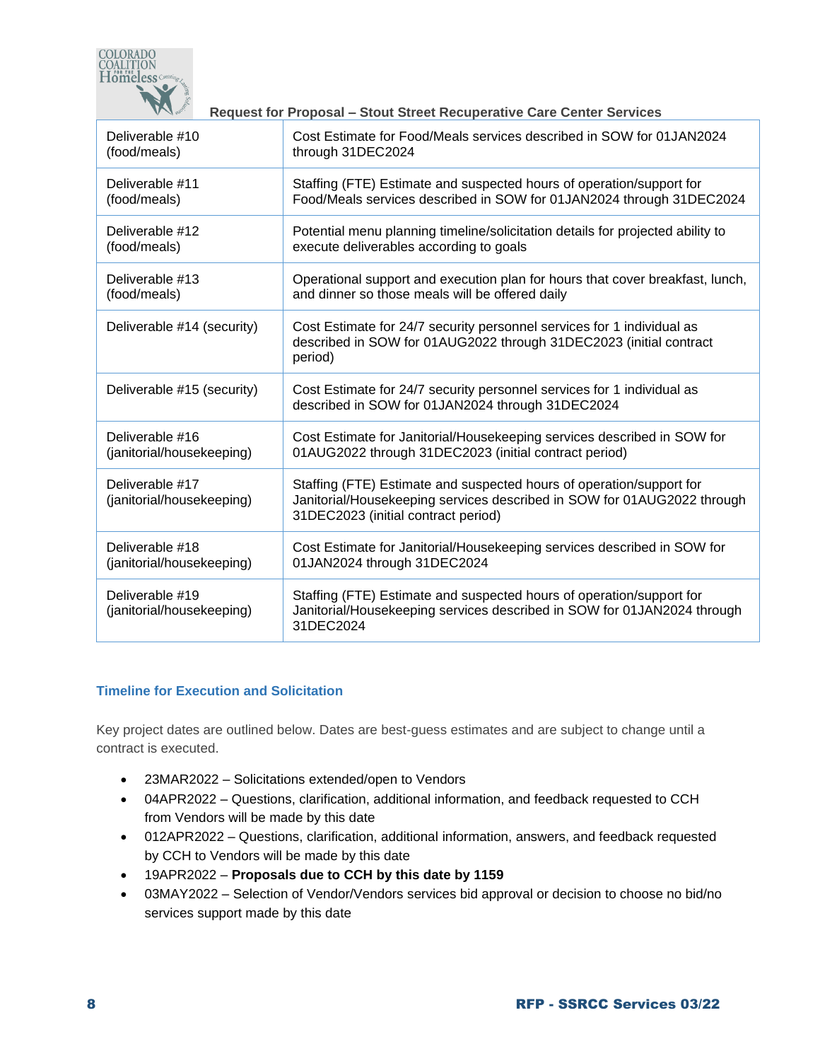| | |
|---|---|
| Deliverable #10 (food/meals) | Cost Estimate for Food/Meals services described in SOW for 01JAN2024 through 31DEC2024 |
| Deliverable #11 (food/meals) | Staffing (FTE) Estimate and suspected hours of operation/support for Food/Meals services described in SOW for 01JAN2024 through 31DEC2024 |
| Deliverable #12 (food/meals) | Potential menu planning timeline/solicitation details for projected ability to execute deliverables according to goals |
| Deliverable #13 (food/meals) | Operational support and execution plan for hours that cover breakfast, lunch, and dinner so those meals will be offered daily |
| Deliverable #14 (security) | Cost Estimate for 24/7 security personnel services for 1 individual as described in SOW for 01AUG2022 through 31DEC2023 (initial contract period) |
| Deliverable #15 (security) | Cost Estimate for 24/7 security personnel services for 1 individual as described in SOW for 01JAN2024 through 31DEC2024 |
| Deliverable #16 (janitorial/housekeeping) | Cost Estimate for Janitorial/Housekeeping services described in SOW for 01AUG2022 through 31DEC2023 (initial contract period) |
| Deliverable #17 (janitorial/housekeeping) | Staffing (FTE) Estimate and suspected hours of operation/support for Janitorial/Housekeeping services described in SOW for 01AUG2022 through 31DEC2023 (initial contract period) |
| Deliverable #18 (janitorial/housekeeping) | Cost Estimate for Janitorial/Housekeeping services described in SOW for 01JAN2024 through 31DEC2024 |
| Deliverable #19 (janitorial/housekeeping) | Staffing (FTE) Estimate and suspected hours of operation/support for Janitorial/Housekeeping services described in SOW for 01JAN2024 through 31DEC2024 |

### Timeline for Execution and Solicitation

Key project dates are outlined below. Dates are best-guess estimates and are subject to change until a contract is executed.

- 23MAR2022 – Solicitations extended/open to Vendors
- 04APR2022 – Questions, clarification, additional information, and feedback requested to CCH from Vendors will be made by this date
- 012APR2022 – Questions, clarification, additional information, answers, and feedback requested by CCH to Vendors will be made by this date
- 19APR2022 – **Proposals due to CCH by this date by 1159**
- 03MAY2022 – Selection of Vendor/Vendors services bid approval or decision to choose no bid/no services support made by this date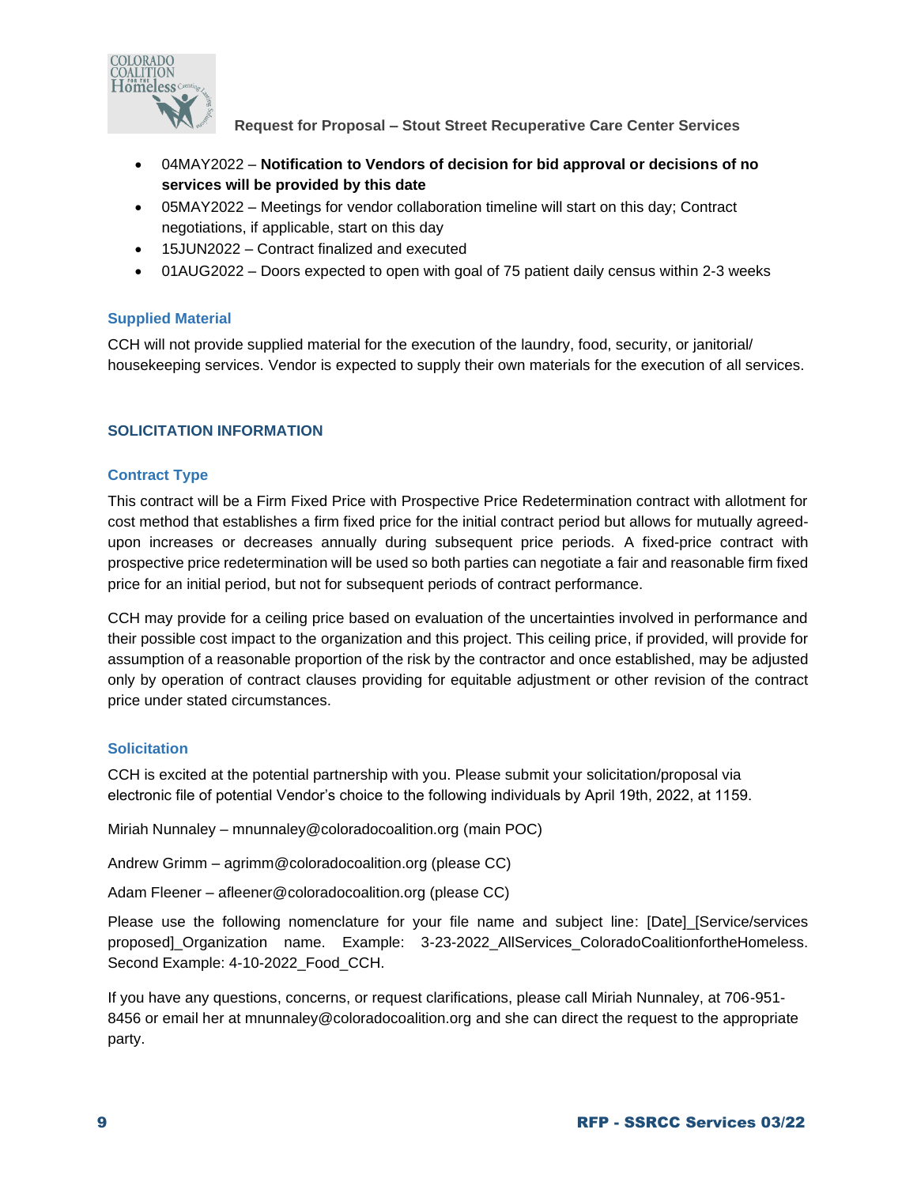- 04MAY2022 – **Notification to Vendors of decision for bid approval or decisions of no services will be provided by this date**
- 05MAY2022 – Meetings for vendor collaboration timeline will start on this day; Contract negotiations, if applicable, start on this day
- 15JUN2022 – Contract finalized and executed
- 01AUG2022 – Doors expected to open with goal of 75 patient daily census within 2-3 weeks

### Supplied Material

CCH will not provide supplied material for the execution of the laundry, food, security, or janitorial/ housekeeping services. Vendor is expected to supply their own materials for the execution of all services.

## SOLICITATION INFORMATION

### Contract Type

This contract will be a Firm Fixed Price with Prospective Price Redetermination contract with allotment for cost method that establishes a firm fixed price for the initial contract period but allows for mutually agreed-upon increases or decreases annually during subsequent price periods. A fixed-price contract with prospective price redetermination will be used so both parties can negotiate a fair and reasonable firm fixed price for an initial period, but not for subsequent periods of contract performance.

CCH may provide for a ceiling price based on evaluation of the uncertainties involved in performance and their possible cost impact to the organization and this project. This ceiling price, if provided, will provide for assumption of a reasonable proportion of the risk by the contractor and once established, may be adjusted only by operation of contract clauses providing for equitable adjustment or other revision of the contract price under stated circumstances.

### Solicitation

CCH is excited at the potential partnership with you. Please submit your solicitation/proposal via electronic file of potential Vendor's choice to the following individuals by April 19th, 2022, at 1159.

Miriah Nunnaley – mnunnaley@coloradocoalition.org (main POC)

Andrew Grimm – agrimm@coloradocoalition.org (please CC)

Adam Fleener – afleener@coloradocoalition.org (please CC)

Please use the following nomenclature for your file name and subject line: [Date]_[Service/services proposed]_Organization name. Example: 3-23-2022_AllServices_ColoradoCoalitionfortheHomeless. Second Example: 4-10-2022_Food_CCH.

If you have any questions, concerns, or request clarifications, please call Miriah Nunnaley, at 706-951-8456 or email her at mnunnaley@coloradocoalition.org and she can direct the request to the appropriate party.